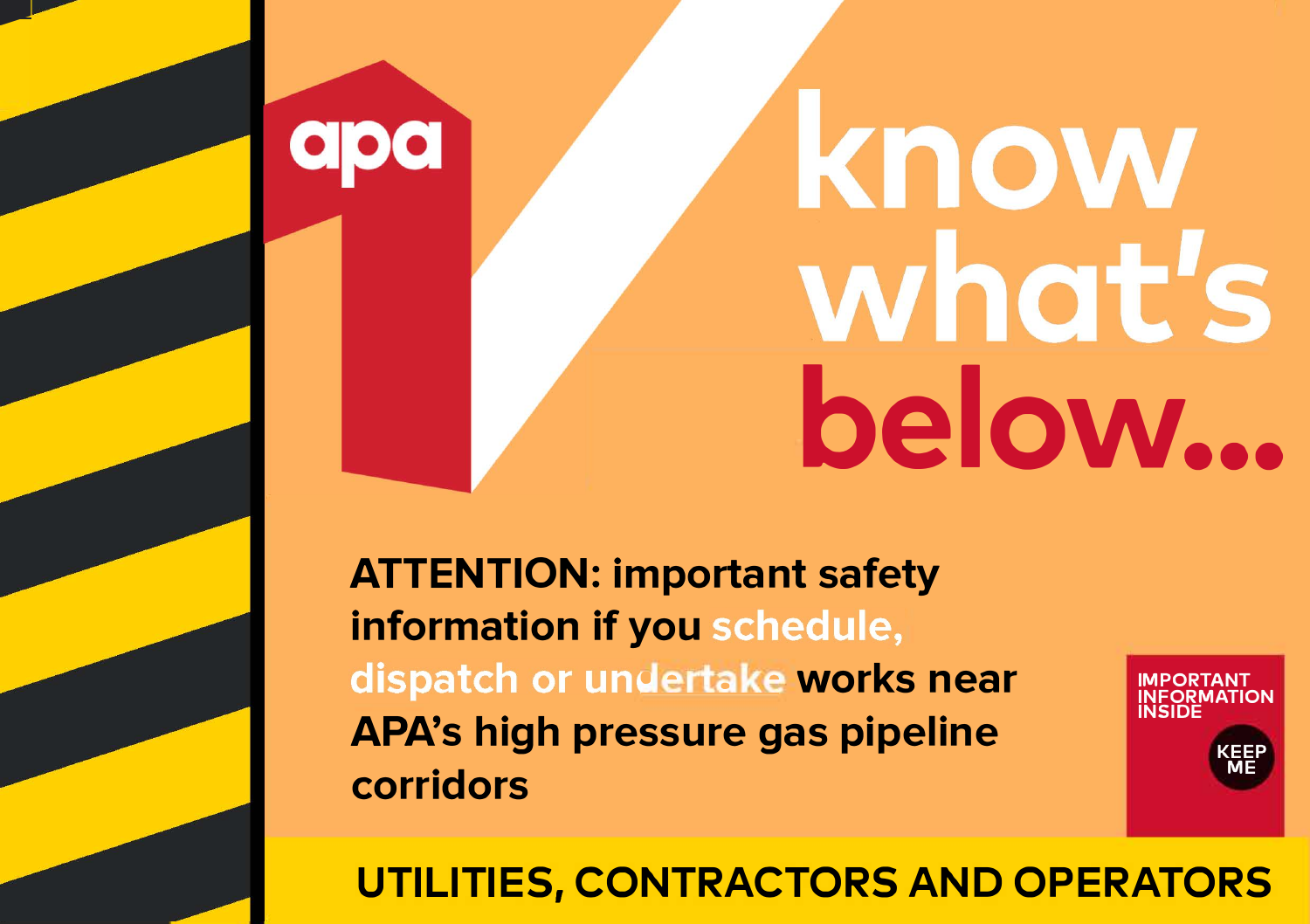apa

# know what's below...

**ATTENTION: important safety information if you schedule, dispatch or undertake works near APA's high pressure gas pipeline corridors**

IMPORTANT INFORMATION INSIDE

KEEP ME

**UTILITIES, CONTRACTORS AND OPERATORS**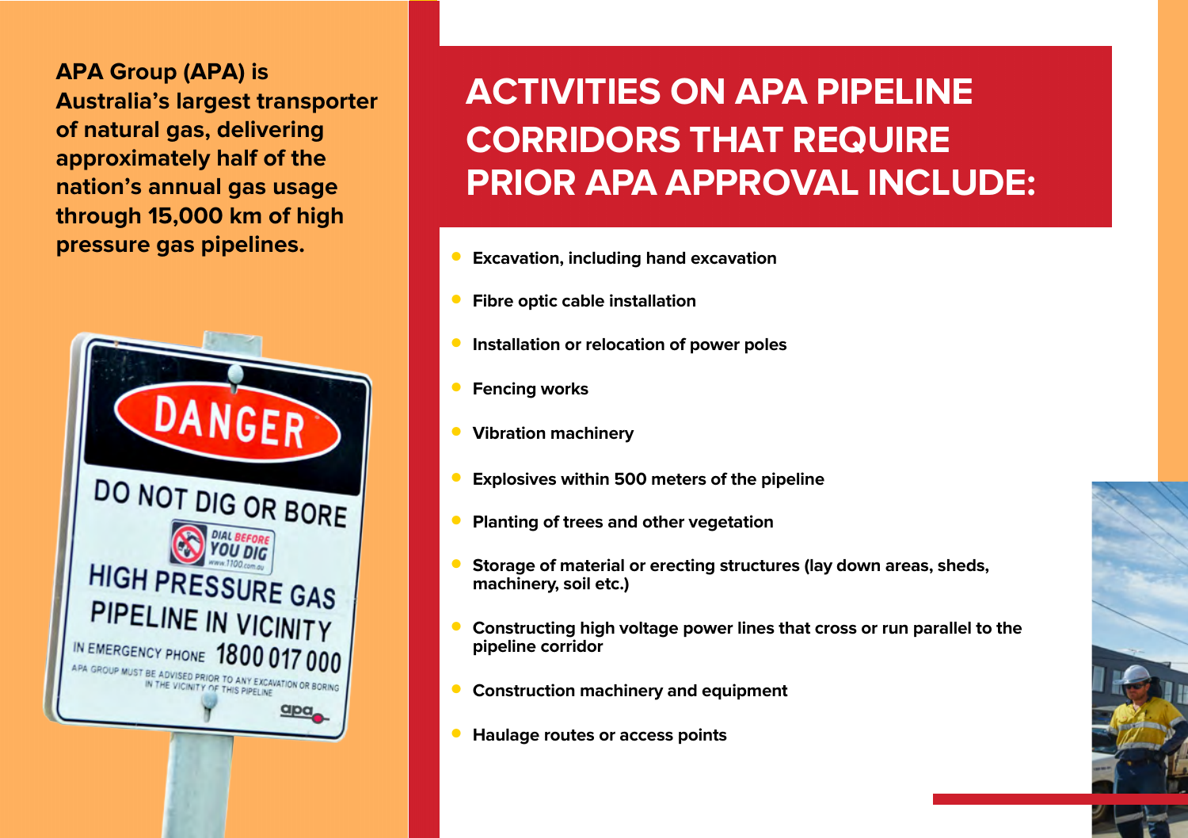**APA Group (APA) is Australia's largest transporter of natural gas, delivering approximately half of the nation's annual gas usage through 15,000 km of high pressure gas pipelines.**

# ACTIVITIES ON APA PIPELINE CORRIDORS THAT REQUIRE PRIOR APA APPROVAL INCLUDE:

- **Excavation, including hand excavation**
- **Fibre optic cable installation**
- **Installation or relocation of power poles**
- **Fencing works**
- **Vibration machinery**
- **Explosives within 500 meters of the pipeline**
- **Planting of trees and other vegetation**
- **Storage of material or erecting structures (lay down areas, sheds, machinery, soil etc.)**
- **Constructing high voltage power lines that cross or run parallel to the pipeline corridor**
- **Construction machinery and equipment**
- **Haulage routes or access points**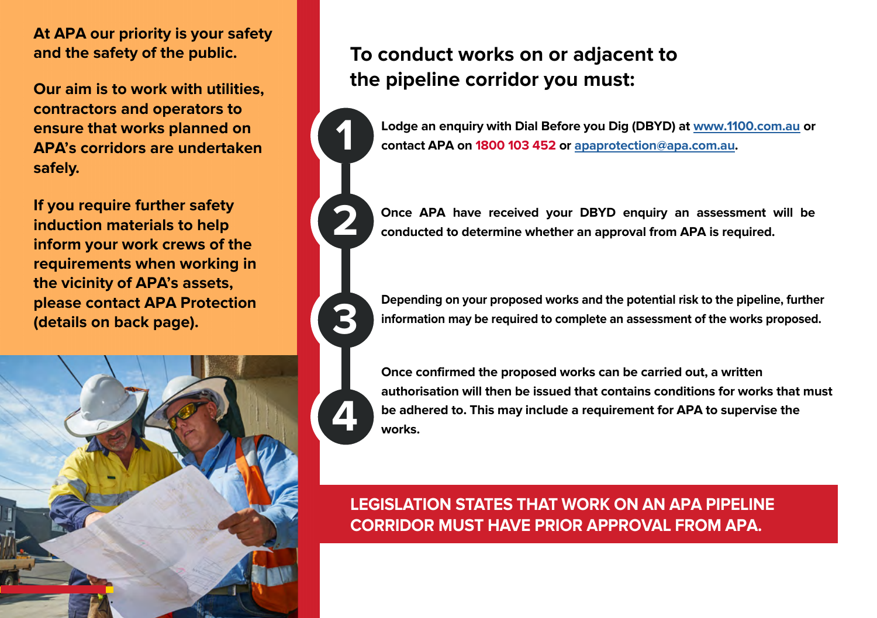**At APA our priority is your safety and the safety of the public.**

**Our aim is to work with utilities, contractors and operators to ensure that works planned on APA's corridors are undertaken safely.**

**If you require further safety induction materials to help inform your work crews of the requirements when working in the vicinity of APA's assets, please contact APA Protection (details on back page).**

## To conduct works on or adjacent to the pipeline corridor you must:

1. **Lodge an enquiry with Dial Before you Dig (DBYD) at www.1100.com.au or contact APA on 1800 103 452 or apaprotection@apa.com.au.**
2. **Once APA have received your DBYD enquiry an assessment will be conducted to determine whether an approval from APA is required.**
3. **Depending on your proposed works and the potential risk to the pipeline, further information may be required to complete an assessment of the works proposed.**
4. **Once confirmed the proposed works can be carried out, a written authorisation will then be issued that contains conditions for works that must be adhered to. This may include a requirement for APA to supervise the works.**

**LEGISLATION STATES THAT WORK ON AN APA PIPELINE CORRIDOR MUST HAVE PRIOR APPROVAL FROM APA.**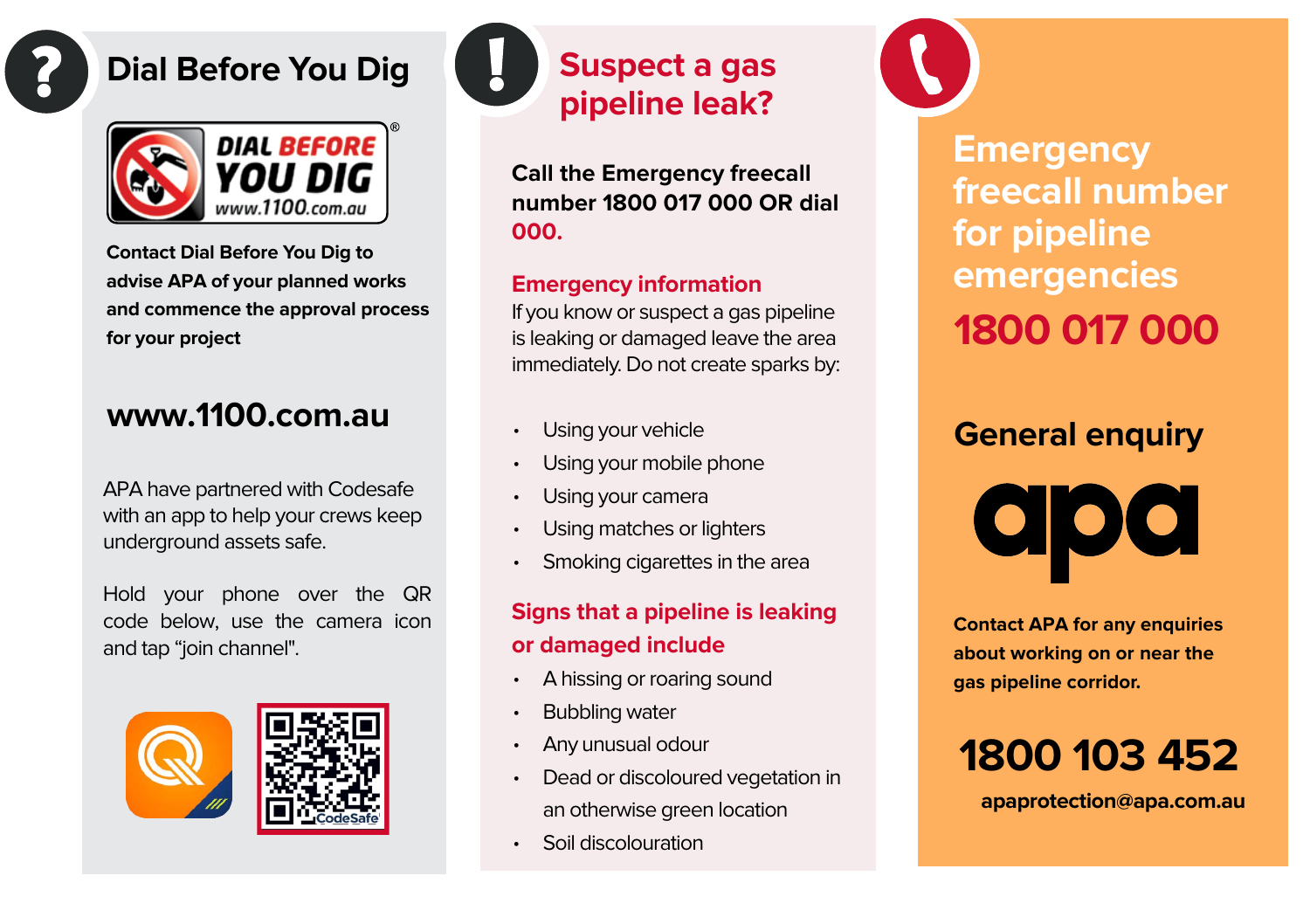## Dial Before You Dig

DIAL BEFORE YOU DIG
www.1100.com.au

**Contact Dial Before You Dig to advise APA of your planned works and commence the approval process for your project**

**www.1100.com.au**

APA have partnered with Codesafe with an app to help your crews keep underground assets safe.

Hold your phone over the QR code below, use the camera icon and tap "join channel".

CodeSafe

## Suspect a gas pipeline leak?

**Call the Emergency freecall number 1800 017 000 OR dial 000.**

### Emergency information

If you know or suspect a gas pipeline is leaking or damaged leave the area immediately. Do not create sparks by:

- Using your vehicle
- Using your mobile phone
- Using your camera
- Using matches or lighters
- Smoking cigarettes in the area

### Signs that a pipeline is leaking or damaged include

- A hissing or roaring sound
- Bubbling water
- Any unusual odour
- Dead or discoloured vegetation in an otherwise green location
- Soil discolouration

## Emergency freecall number for pipeline emergencies

**1800 017 000**

## General enquiry

apa

**Contact APA for any enquiries about working on or near the gas pipeline corridor.**

**1800 103 452**

**apaprotection@apa.com.au**